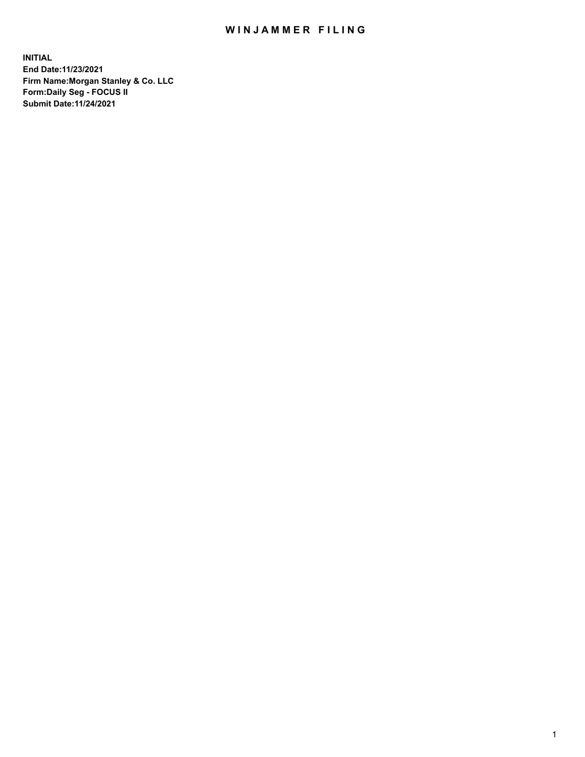# WINJAMMER FILING

**INITIAL**
**End Date:11/23/2021**
**Firm Name:Morgan Stanley & Co. LLC**
**Form:Daily Seg - FOCUS II**
**Submit Date:11/24/2021**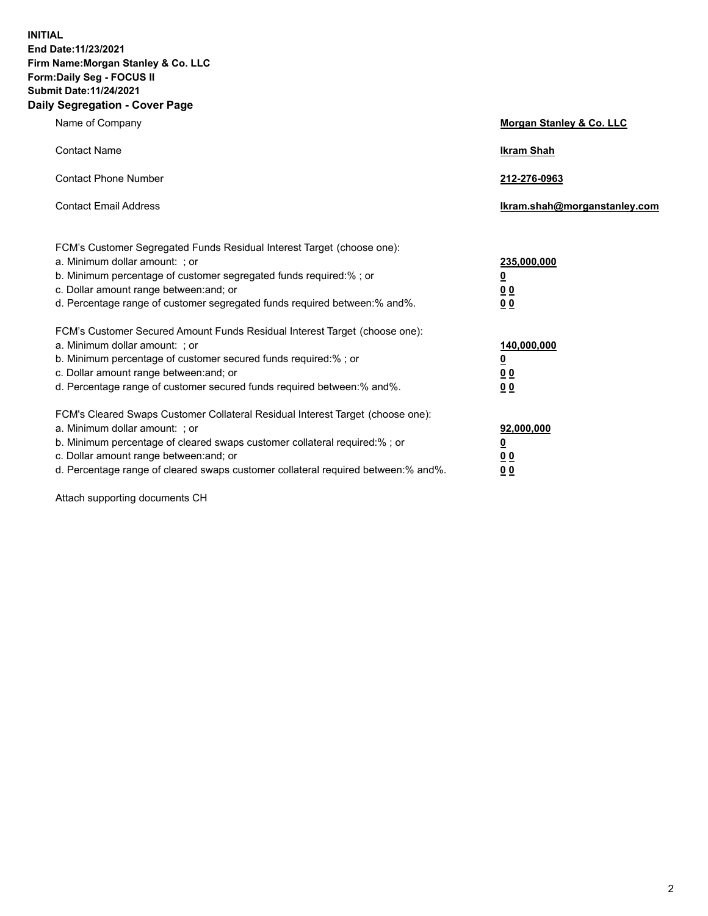**INITIAL**
**End Date:11/23/2021**
**Firm Name:Morgan Stanley & Co. LLC**
**Form:Daily Seg - FOCUS II**
**Submit Date:11/24/2021**

## Daily Segregation - Cover Page

| | |
|---|---|
| Name of Company | **Morgan Stanley & Co. LLC** |
| Contact Name | **Ikram Shah** |
| Contact Phone Number | **212-276-0963** |
| Contact Email Address | **Ikram.shah@morganstanley.com** |

FCM's Customer Segregated Funds Residual Interest Target (choose one):

| | |
|---|---|
| a. Minimum dollar amount: ; or | **235,000,000** |
| b. Minimum percentage of customer segregated funds required:% ; or | **0** |
| c. Dollar amount range between:and; or | **0 0** |
| d. Percentage range of customer segregated funds required between:% and%. | **0 0** |

FCM's Customer Secured Amount Funds Residual Interest Target (choose one):

| | |
|---|---|
| a. Minimum dollar amount: ; or | **140,000,000** |
| b. Minimum percentage of customer secured funds required:% ; or | **0** |
| c. Dollar amount range between:and; or | **0 0** |
| d. Percentage range of customer secured funds required between:% and%. | **0 0** |

FCM's Cleared Swaps Customer Collateral Residual Interest Target (choose one):

| | |
|---|---|
| a. Minimum dollar amount: ; or | **92,000,000** |
| b. Minimum percentage of cleared swaps customer collateral required:% ; or | **0** |
| c. Dollar amount range between:and; or | **0 0** |
| d. Percentage range of cleared swaps customer collateral required between:% and%. | **0 0** |

Attach supporting documents CH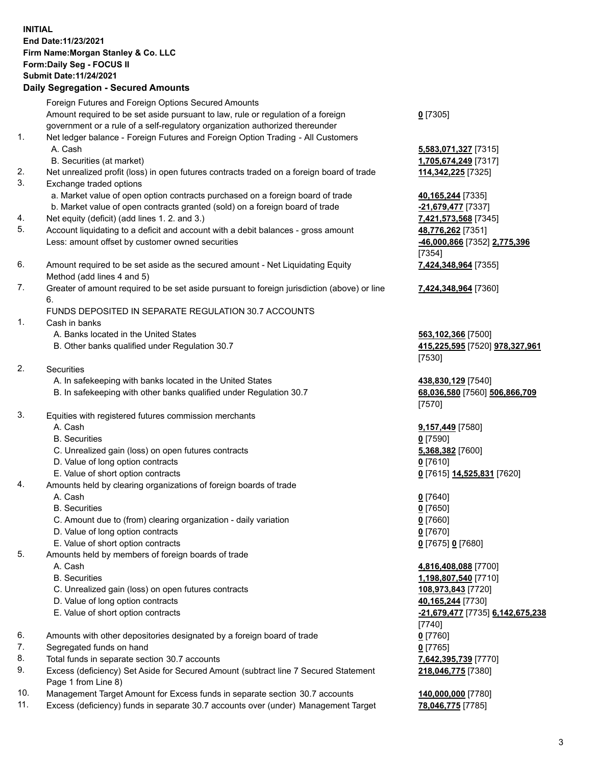**INITIAL**
**End Date:11/23/2021**
**Firm Name:Morgan Stanley & Co. LLC**
**Form:Daily Seg - FOCUS II**
**Submit Date:11/24/2021**

## Daily Segregation - Secured Amounts

| | | |
|---|---|---|
| | Foreign Futures and Foreign Options Secured Amounts | |
| | Amount required to be set aside pursuant to law, rule or regulation of a foreign government or a rule of a self-regulatory organization authorized thereunder | **0** [7305] |
| 1. | Net ledger balance - Foreign Futures and Foreign Option Trading - All Customers | |
| | A. Cash | **5,583,071,327** [7315] |
| | B. Securities (at market) | **1,705,674,249** [7317] |
| 2. | Net unrealized profit (loss) in open futures contracts traded on a foreign board of trade | **114,342,225** [7325] |
| 3. | Exchange traded options | |
| | a. Market value of open option contracts purchased on a foreign board of trade | **40,165,244** [7335] |
| | b. Market value of open contracts granted (sold) on a foreign board of trade | **-21,679,477** [7337] |
| 4. | Net equity (deficit) (add lines 1. 2. and 3.) | **7,421,573,568** [7345] |
| 5. | Account liquidating to a deficit and account with a debit balances - gross amount | **48,776,262** [7351] |
| | Less: amount offset by customer owned securities | **-46,000,866** [7352] **2,775,396** [7354] |
| 6. | Amount required to be set aside as the secured amount - Net Liquidating Equity Method (add lines 4 and 5) | **7,424,348,964** [7355] |
| 7. | Greater of amount required to be set aside pursuant to foreign jurisdiction (above) or line 6. | **7,424,348,964** [7360] |
| | FUNDS DEPOSITED IN SEPARATE REGULATION 30.7 ACCOUNTS | |
| 1. | Cash in banks | |
| | A. Banks located in the United States | **563,102,366** [7500] |
| | B. Other banks qualified under Regulation 30.7 | **415,225,595** [7520] **978,327,961** [7530] |
| 2. | Securities | |
| | A. In safekeeping with banks located in the United States | **438,830,129** [7540] |
| | B. In safekeeping with other banks qualified under Regulation 30.7 | **68,036,580** [7560] **506,866,709** [7570] |
| 3. | Equities with registered futures commission merchants | |
| | A. Cash | **9,157,449** [7580] |
| | B. Securities | **0** [7590] |
| | C. Unrealized gain (loss) on open futures contracts | **5,368,382** [7600] |
| | D. Value of long option contracts | **0** [7610] |
| | E. Value of short option contracts | **0** [7615] **14,525,831** [7620] |
| 4. | Amounts held by clearing organizations of foreign boards of trade | |
| | A. Cash | **0** [7640] |
| | B. Securities | **0** [7650] |
| | C. Amount due to (from) clearing organization - daily variation | **0** [7660] |
| | D. Value of long option contracts | **0** [7670] |
| | E. Value of short option contracts | **0** [7675] **0** [7680] |
| 5. | Amounts held by members of foreign boards of trade | |
| | A. Cash | **4,816,408,088** [7700] |
| | B. Securities | **1,198,807,540** [7710] |
| | C. Unrealized gain (loss) on open futures contracts | **108,973,843** [7720] |
| | D. Value of long option contracts | **40,165,244** [7730] |
| | E. Value of short option contracts | **-21,679,477** [7735] **6,142,675,238** [7740] |
| 6. | Amounts with other depositories designated by a foreign board of trade | **0** [7760] |
| 7. | Segregated funds on hand | **0** [7765] |
| 8. | Total funds in separate section 30.7 accounts | **7,642,395,739** [7770] |
| 9. | Excess (deficiency) Set Aside for Secured Amount (subtract line 7 Secured Statement Page 1 from Line 8) | **218,046,775** [7380] |
| 10. | Management Target Amount for Excess funds in separate section 30.7 accounts | **140,000,000** [7780] |
| 11. | Excess (deficiency) funds in separate 30.7 accounts over (under) Management Target | **78,046,775** [7785] |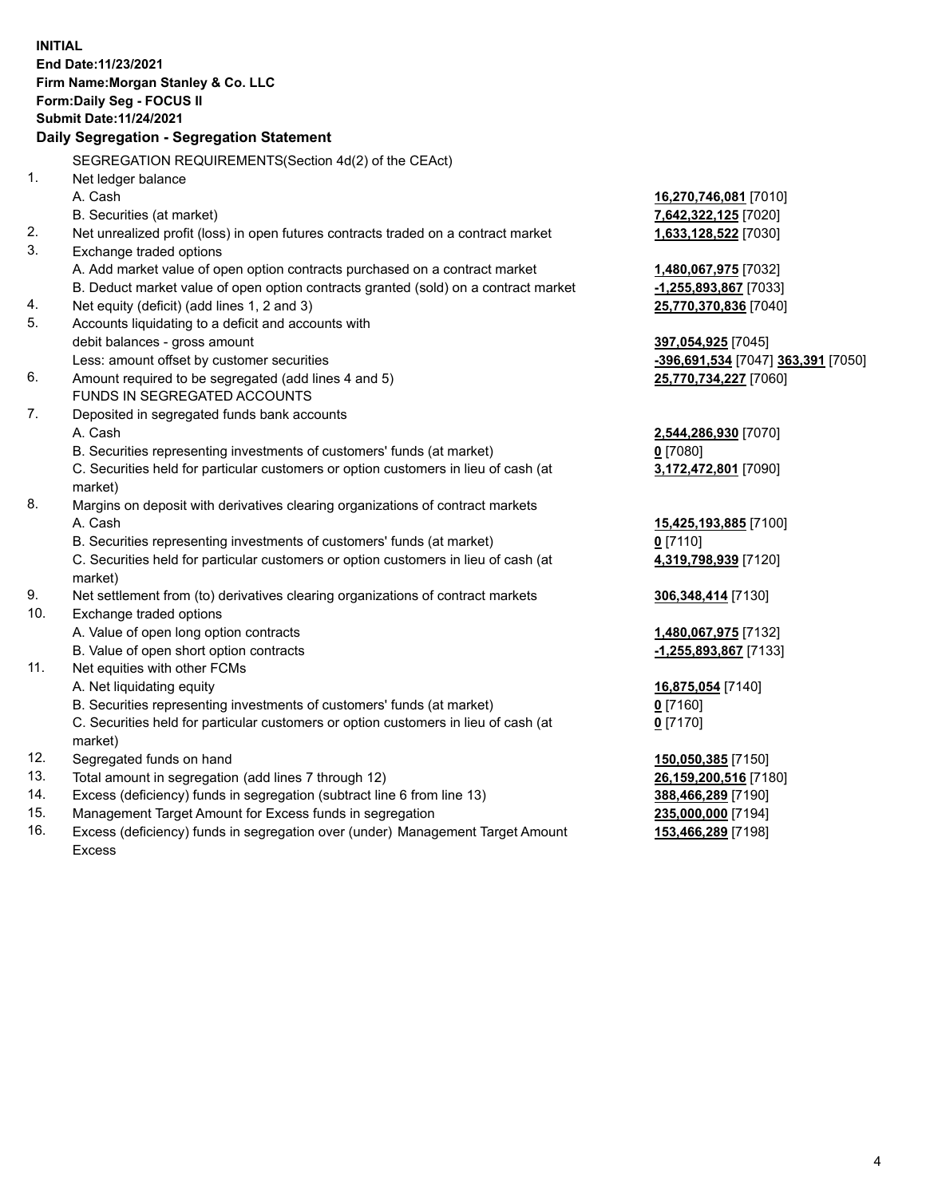**INITIAL**
**End Date:11/23/2021**
**Firm Name:Morgan Stanley & Co. LLC**
**Form:Daily Seg - FOCUS II**
**Submit Date:11/24/2021**

**Daily Segregation - Segregation Statement**

| | | |
|---|---|---|
| | SEGREGATION REQUIREMENTS(Section 4d(2) of the CEAct) | |
| 1. | Net ledger balance | |
| | A. Cash | **16,270,746,081** [7010] |
| | B. Securities (at market) | **7,642,322,125** [7020] |
| 2. | Net unrealized profit (loss) in open futures contracts traded on a contract market | **1,633,128,522** [7030] |
| 3. | Exchange traded options | |
| | A. Add market value of open option contracts purchased on a contract market | **1,480,067,975** [7032] |
| | B. Deduct market value of open option contracts granted (sold) on a contract market | **-1,255,893,867** [7033] |
| 4. | Net equity (deficit) (add lines 1, 2 and 3) | **25,770,370,836** [7040] |
| 5. | Accounts liquidating to a deficit and accounts with | |
| | debit balances - gross amount | **397,054,925** [7045] |
| | Less: amount offset by customer securities | **-396,691,534** [7047] **363,391** [7050] |
| 6. | Amount required to be segregated (add lines 4 and 5) | **25,770,734,227** [7060] |
| | FUNDS IN SEGREGATED ACCOUNTS | |
| 7. | Deposited in segregated funds bank accounts | |
| | A. Cash | **2,544,286,930** [7070] |
| | B. Securities representing investments of customers' funds (at market) | **0** [7080] |
| | C. Securities held for particular customers or option customers in lieu of cash (at market) | **3,172,472,801** [7090] |
| 8. | Margins on deposit with derivatives clearing organizations of contract markets | |
| | A. Cash | **15,425,193,885** [7100] |
| | B. Securities representing investments of customers' funds (at market) | **0** [7110] |
| | C. Securities held for particular customers or option customers in lieu of cash (at market) | **4,319,798,939** [7120] |
| 9. | Net settlement from (to) derivatives clearing organizations of contract markets | **306,348,414** [7130] |
| 10. | Exchange traded options | |
| | A. Value of open long option contracts | **1,480,067,975** [7132] |
| | B. Value of open short option contracts | **-1,255,893,867** [7133] |
| 11. | Net equities with other FCMs | |
| | A. Net liquidating equity | **16,875,054** [7140] |
| | B. Securities representing investments of customers' funds (at market) | **0** [7160] |
| | C. Securities held for particular customers or option customers in lieu of cash (at market) | **0** [7170] |
| 12. | Segregated funds on hand | **150,050,385** [7150] |
| 13. | Total amount in segregation (add lines 7 through 12) | **26,159,200,516** [7180] |
| 14. | Excess (deficiency) funds in segregation (subtract line 6 from line 13) | **388,466,289** [7190] |
| 15. | Management Target Amount for Excess funds in segregation | **235,000,000** [7194] |
| 16. | Excess (deficiency) funds in segregation over (under) Management Target Amount Excess | **153,466,289** [7198] |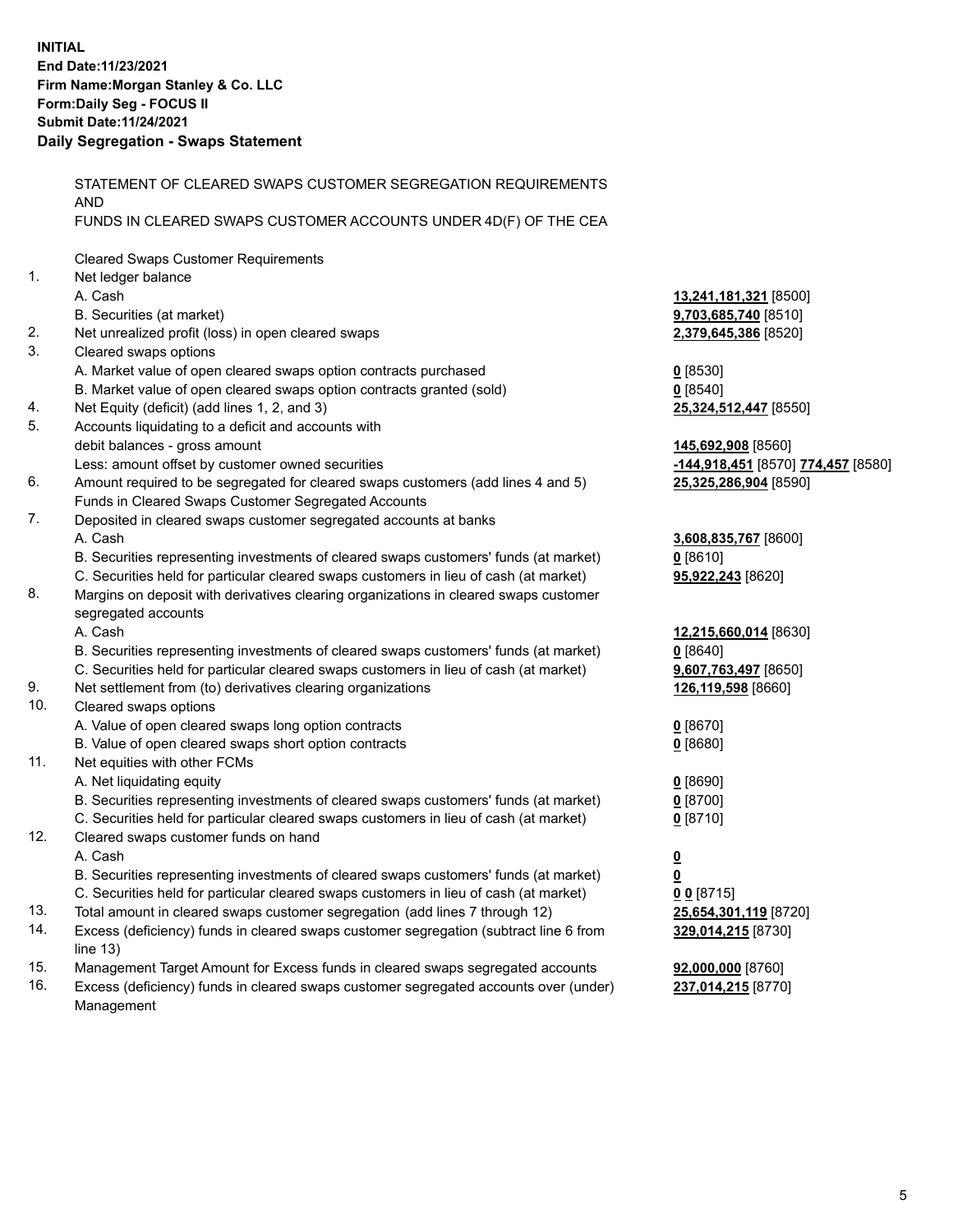**INITIAL**
**End Date:11/23/2021**
**Firm Name:Morgan Stanley & Co. LLC**
**Form:Daily Seg - FOCUS II**
**Submit Date:11/24/2021**
**Daily Segregation - Swaps Statement**

STATEMENT OF CLEARED SWAPS CUSTOMER SEGREGATION REQUIREMENTS AND FUNDS IN CLEARED SWAPS CUSTOMER ACCOUNTS UNDER 4D(F) OF THE CEA

| | | |
|---|---|---|
| | Cleared Swaps Customer Requirements | |
| 1. | Net ledger balance | |
| | A. Cash | **13,241,181,321** [8500] |
| | B. Securities (at market) | **9,703,685,740** [8510] |
| 2. | Net unrealized profit (loss) in open cleared swaps | **2,379,645,386** [8520] |
| 3. | Cleared swaps options | |
| | A. Market value of open cleared swaps option contracts purchased | **0** [8530] |
| | B. Market value of open cleared swaps option contracts granted (sold) | **0** [8540] |
| 4. | Net Equity (deficit) (add lines 1, 2, and 3) | **25,324,512,447** [8550] |
| 5. | Accounts liquidating to a deficit and accounts with debit balances - gross amount | **145,692,908** [8560] |
| | Less: amount offset by customer owned securities | **-144,918,451** [8570] **774,457** [8580] |
| 6. | Amount required to be segregated for cleared swaps customers (add lines 4 and 5) | **25,325,286,904** [8590] |
| | Funds in Cleared Swaps Customer Segregated Accounts | |
| 7. | Deposited in cleared swaps customer segregated accounts at banks | |
| | A. Cash | **3,608,835,767** [8600] |
| | B. Securities representing investments of cleared swaps customers' funds (at market) | **0** [8610] |
| | C. Securities held for particular cleared swaps customers in lieu of cash (at market) | **95,922,243** [8620] |
| 8. | Margins on deposit with derivatives clearing organizations in cleared swaps customer segregated accounts | |
| | A. Cash | **12,215,660,014** [8630] |
| | B. Securities representing investments of cleared swaps customers' funds (at market) | **0** [8640] |
| | C. Securities held for particular cleared swaps customers in lieu of cash (at market) | **9,607,763,497** [8650] |
| 9. | Net settlement from (to) derivatives clearing organizations | **126,119,598** [8660] |
| 10. | Cleared swaps options | |
| | A. Value of open cleared swaps long option contracts | **0** [8670] |
| | B. Value of open cleared swaps short option contracts | **0** [8680] |
| 11. | Net equities with other FCMs | |
| | A. Net liquidating equity | **0** [8690] |
| | B. Securities representing investments of cleared swaps customers' funds (at market) | **0** [8700] |
| | C. Securities held for particular cleared swaps customers in lieu of cash (at market) | **0** [8710] |
| 12. | Cleared swaps customer funds on hand | |
| | A. Cash | **0** |
| | B. Securities representing investments of cleared swaps customers' funds (at market) | **0** |
| | C. Securities held for particular cleared swaps customers in lieu of cash (at market) | **0** **0** [8715] |
| 13. | Total amount in cleared swaps customer segregation (add lines 7 through 12) | **25,654,301,119** [8720] |
| 14. | Excess (deficiency) funds in cleared swaps customer segregation (subtract line 6 from line 13) | **329,014,215** [8730] |
| 15. | Management Target Amount for Excess funds in cleared swaps segregated accounts | **92,000,000** [8760] |
| 16. | Excess (deficiency) funds in cleared swaps customer segregated accounts over (under) Management | **237,014,215** [8770] |